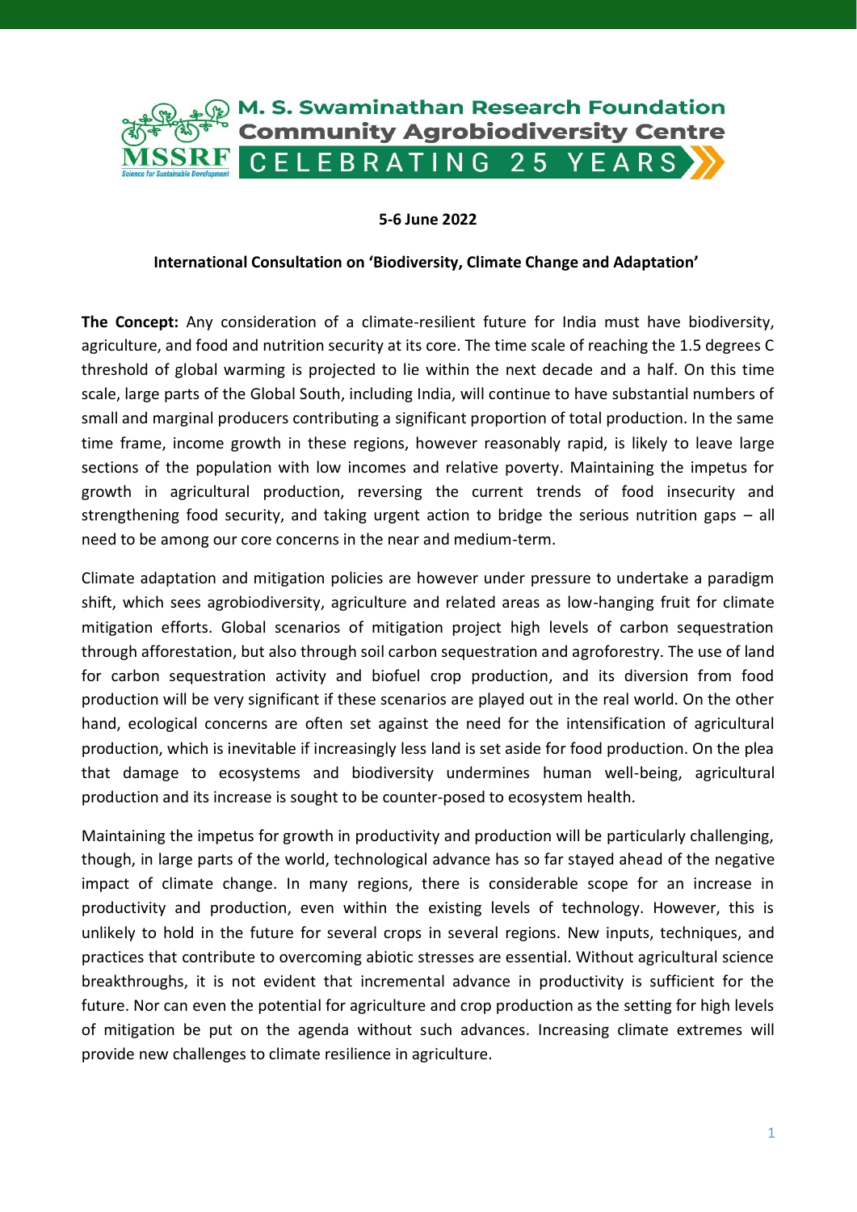M. S. Swaminathan Research Foundation
Community Agrobiodiversity Centre
CELEBRATING 25 YEARS

MSSRF
Science for Sustainable Development

**5-6 June 2022**

**International Consultation on 'Biodiversity, Climate Change and Adaptation'**

**The Concept:** Any consideration of a climate-resilient future for India must have biodiversity, agriculture, and food and nutrition security at its core. The time scale of reaching the 1.5 degrees C threshold of global warming is projected to lie within the next decade and a half. On this time scale, large parts of the Global South, including India, will continue to have substantial numbers of small and marginal producers contributing a significant proportion of total production. In the same time frame, income growth in these regions, however reasonably rapid, is likely to leave large sections of the population with low incomes and relative poverty. Maintaining the impetus for growth in agricultural production, reversing the current trends of food insecurity and strengthening food security, and taking urgent action to bridge the serious nutrition gaps – all need to be among our core concerns in the near and medium-term.

Climate adaptation and mitigation policies are however under pressure to undertake a paradigm shift, which sees agrobiodiversity, agriculture and related areas as low-hanging fruit for climate mitigation efforts. Global scenarios of mitigation project high levels of carbon sequestration through afforestation, but also through soil carbon sequestration and agroforestry. The use of land for carbon sequestration activity and biofuel crop production, and its diversion from food production will be very significant if these scenarios are played out in the real world. On the other hand, ecological concerns are often set against the need for the intensification of agricultural production, which is inevitable if increasingly less land is set aside for food production. On the plea that damage to ecosystems and biodiversity undermines human well-being, agricultural production and its increase is sought to be counter-posed to ecosystem health.

Maintaining the impetus for growth in productivity and production will be particularly challenging, though, in large parts of the world, technological advance has so far stayed ahead of the negative impact of climate change. In many regions, there is considerable scope for an increase in productivity and production, even within the existing levels of technology. However, this is unlikely to hold in the future for several crops in several regions. New inputs, techniques, and practices that contribute to overcoming abiotic stresses are essential. Without agricultural science breakthroughs, it is not evident that incremental advance in productivity is sufficient for the future. Nor can even the potential for agriculture and crop production as the setting for high levels of mitigation be put on the agenda without such advances. Increasing climate extremes will provide new challenges to climate resilience in agriculture.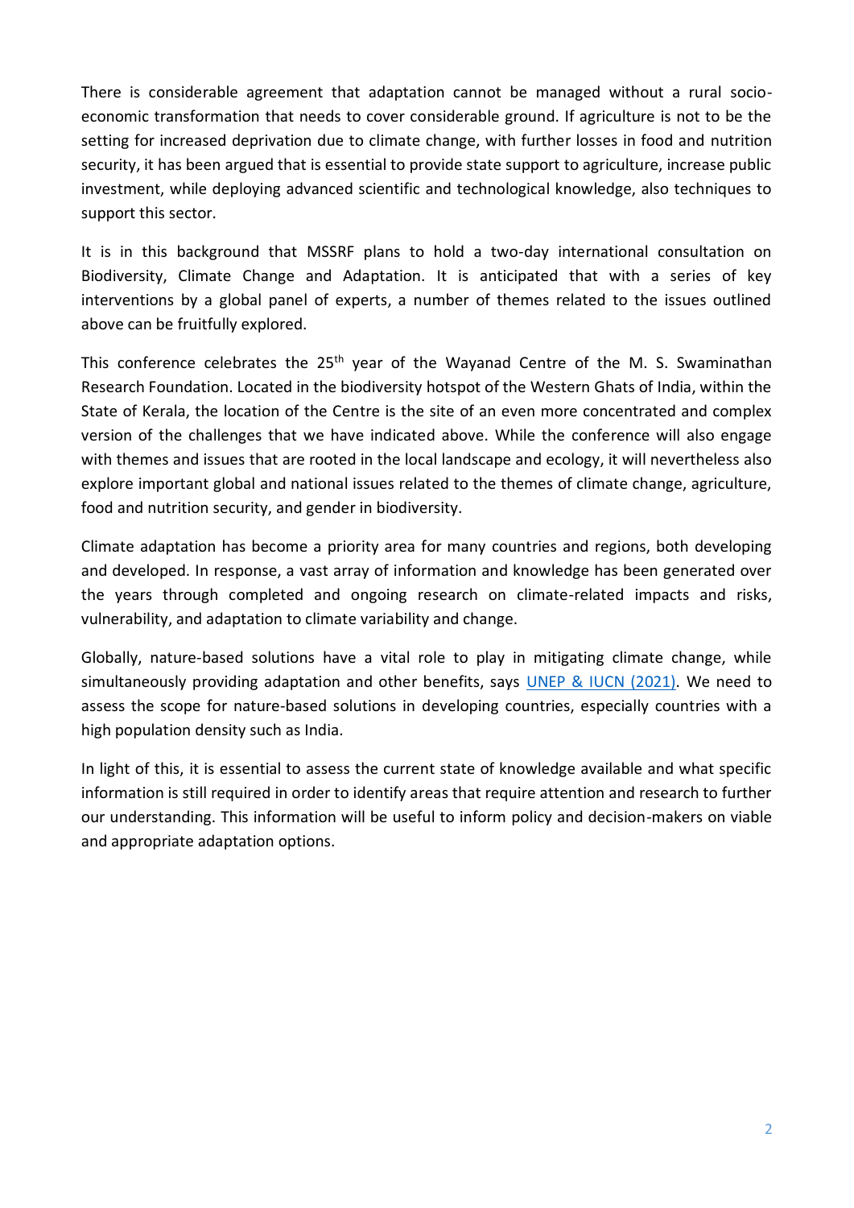There is considerable agreement that adaptation cannot be managed without a rural socio-economic transformation that needs to cover considerable ground. If agriculture is not to be the setting for increased deprivation due to climate change, with further losses in food and nutrition security, it has been argued that is essential to provide state support to agriculture, increase public investment, while deploying advanced scientific and technological knowledge, also techniques to support this sector.

It is in this background that MSSRF plans to hold a two-day international consultation on Biodiversity, Climate Change and Adaptation. It is anticipated that with a series of key interventions by a global panel of experts, a number of themes related to the issues outlined above can be fruitfully explored.

This conference celebrates the 25th year of the Wayanad Centre of the M. S. Swaminathan Research Foundation. Located in the biodiversity hotspot of the Western Ghats of India, within the State of Kerala, the location of the Centre is the site of an even more concentrated and complex version of the challenges that we have indicated above. While the conference will also engage with themes and issues that are rooted in the local landscape and ecology, it will nevertheless also explore important global and national issues related to the themes of climate change, agriculture, food and nutrition security, and gender in biodiversity.

Climate adaptation has become a priority area for many countries and regions, both developing and developed. In response, a vast array of information and knowledge has been generated over the years through completed and ongoing research on climate-related impacts and risks, vulnerability, and adaptation to climate variability and change.

Globally, nature-based solutions have a vital role to play in mitigating climate change, while simultaneously providing adaptation and other benefits, says UNEP & IUCN (2021). We need to assess the scope for nature-based solutions in developing countries, especially countries with a high population density such as India.

In light of this, it is essential to assess the current state of knowledge available and what specific information is still required in order to identify areas that require attention and research to further our understanding. This information will be useful to inform policy and decision-makers on viable and appropriate adaptation options.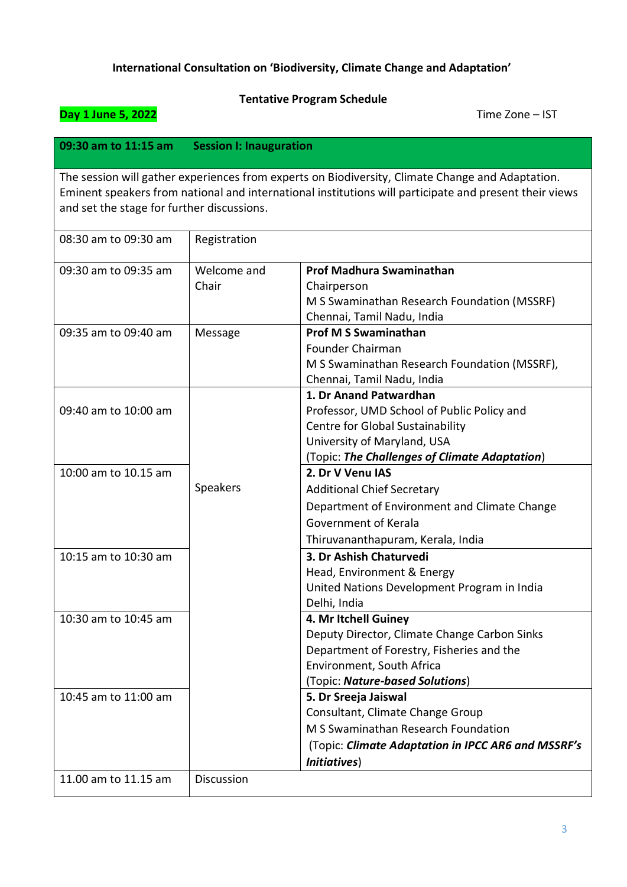**International Consultation on 'Biodiversity, Climate Change and Adaptation'**

**Tentative Program Schedule**

**Day 1 June 5, 2022** Time Zone – IST

| **09:30 am to 11:15 am** | **Session I: Inauguration** | |
|---|---|---|
| The session will gather experiences from experts on Biodiversity, Climate Change and Adaptation. Eminent speakers from national and international institutions will participate and present their views and set the stage for further discussions. | | |
| 08:30 am to 09:30 am | Registration | |
| 09:30 am to 09:35 am | Welcome and Chair | **Prof Madhura Swaminathan**<br>Chairperson<br>M S Swaminathan Research Foundation (MSSRF)<br>Chennai, Tamil Nadu, India |
| 09:35 am to 09:40 am | Message | **Prof M S Swaminathan**<br>Founder Chairman<br>M S Swaminathan Research Foundation (MSSRF),<br>Chennai, Tamil Nadu, India |
| 09:40 am to 10:00 am | Speakers | **1. Dr Anand Patwardhan**<br>Professor, UMD School of Public Policy and Centre for Global Sustainability<br>University of Maryland, USA<br>(Topic: ***The Challenges of Climate Adaptation***) |
| 10:00 am to 10.15 am | | **2. Dr V Venu IAS**<br>Additional Chief Secretary<br>Department of Environment and Climate Change<br>Government of Kerala<br>Thiruvananthapuram, Kerala, India |
| 10:15 am to 10:30 am | | **3. Dr Ashish Chaturvedi**<br>Head, Environment & Energy<br>United Nations Development Program in India<br>Delhi, India |
| 10:30 am to 10:45 am | | **4. Mr Itchell Guiney**<br>Deputy Director, Climate Change Carbon Sinks<br>Department of Forestry, Fisheries and the Environment, South Africa<br>(Topic: ***Nature-based Solutions***) |
| 10:45 am to 11:00 am | | **5. Dr Sreeja Jaiswal**<br>Consultant, Climate Change Group<br>M S Swaminathan Research Foundation<br>(Topic: ***Climate Adaptation in IPCC AR6 and MSSRF's Initiatives***) |
| 11.00 am to 11.15 am | Discussion | |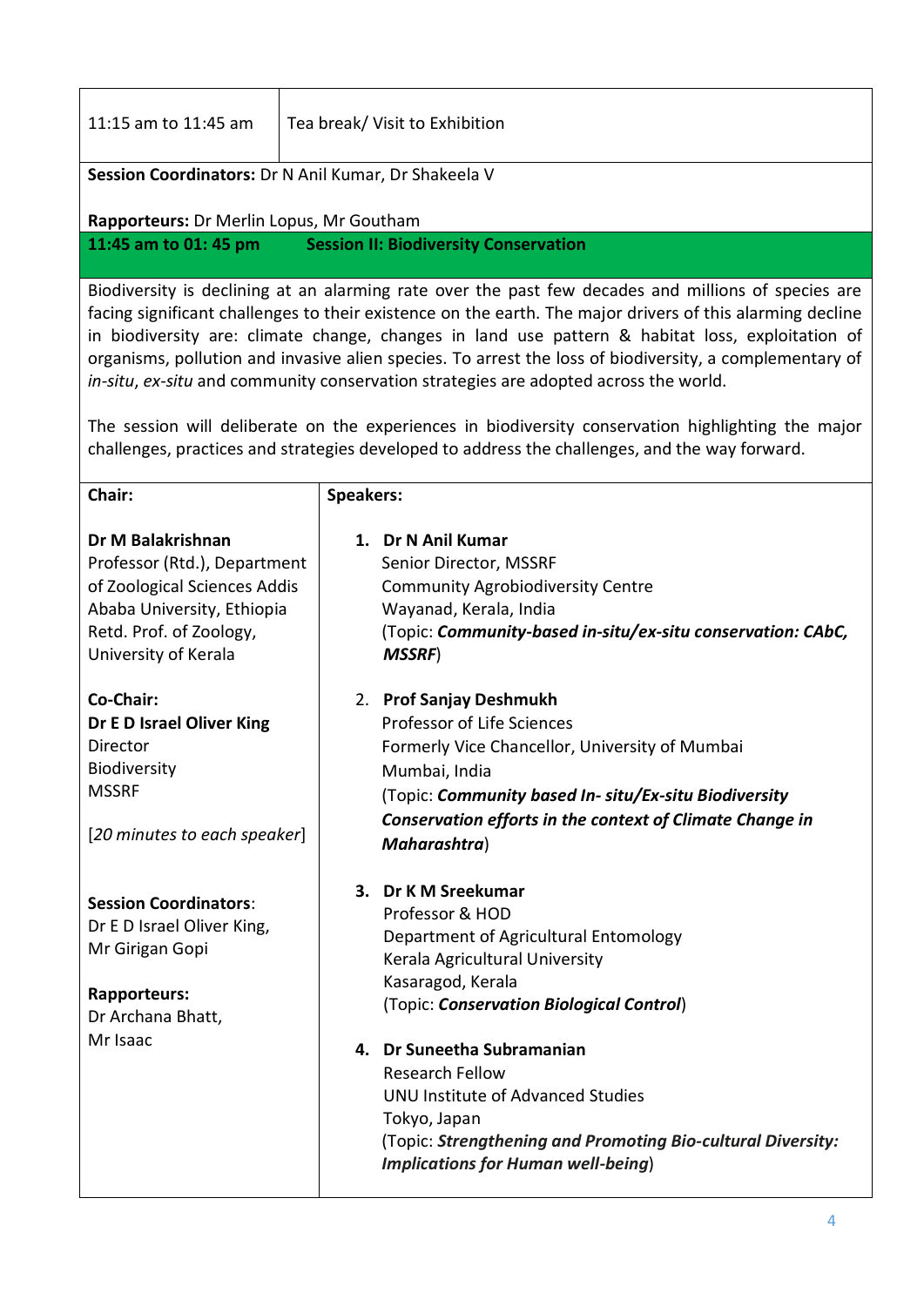| | |
|---|---|
| 11:15 am to 11:45 am | Tea break/ Visit to Exhibition |

**Session Coordinators:** Dr N Anil Kumar, Dr Shakeela V

**Rapporteurs:** Dr Merlin Lopus, Mr Goutham

## 11:45 am to 01: 45 pm — Session II: Biodiversity Conservation

Biodiversity is declining at an alarming rate over the past few decades and millions of species are facing significant challenges to their existence on the earth. The major drivers of this alarming decline in biodiversity are: climate change, changes in land use pattern & habitat loss, exploitation of organisms, pollution and invasive alien species. To arrest the loss of biodiversity, a complementary of *in-situ*, *ex-situ* and community conservation strategies are adopted across the world.

The session will deliberate on the experiences in biodiversity conservation highlighting the major challenges, practices and strategies developed to address the challenges, and the way forward.

**Chair:**

**Dr M Balakrishnan**
Professor (Rtd.), Department of Zoological Sciences Addis Ababa University, Ethiopia
Retd. Prof. of Zoology, University of Kerala

**Co-Chair:**
**Dr E D Israel Oliver King**
Director
Biodiversity
MSSRF

[*20 minutes to each speaker*]

**Session Coordinators**:
Dr E D Israel Oliver King,
Mr Girigan Gopi

**Rapporteurs:**
Dr Archana Bhatt,
Mr Isaac

**Speakers:**

1. **Dr N Anil Kumar**
   Senior Director, MSSRF
   Community Agrobiodiversity Centre
   Wayanad, Kerala, India
   (Topic: ***Community-based in-situ/ex-situ conservation: CAbC, MSSRF***)

2. **Prof Sanjay Deshmukh**
   Professor of Life Sciences
   Formerly Vice Chancellor, University of Mumbai
   Mumbai, India
   (Topic: ***Community based In- situ/Ex-situ Biodiversity Conservation efforts in the context of Climate Change in Maharashtra***)

3. **Dr K M Sreekumar**
   Professor & HOD
   Department of Agricultural Entomology
   Kerala Agricultural University
   Kasaragod, Kerala
   (Topic: ***Conservation Biological Control***)

4. **Dr Suneetha Subramanian**
   Research Fellow
   UNU Institute of Advanced Studies
   Tokyo, Japan
   (Topic: ***Strengthening and Promoting Bio-cultural Diversity: Implications for Human well-being***)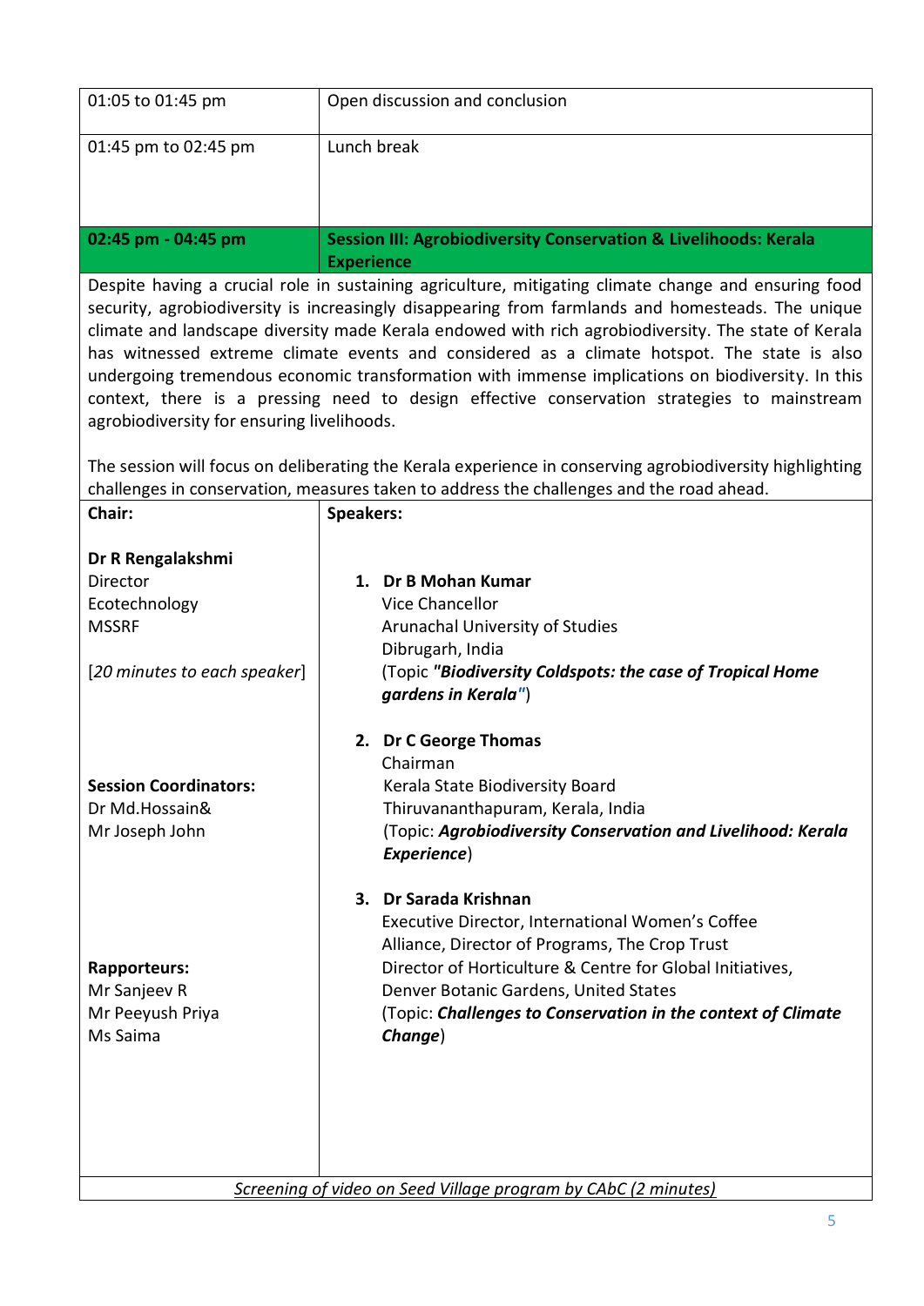| | |
|---|---|
| 01:05 to 01:45 pm | Open discussion and conclusion |
| 01:45 pm to 02:45 pm | Lunch break |
| **02:45 pm - 04:45 pm** | **Session III: Agrobiodiversity Conservation & Livelihoods: Kerala Experience** |

Despite having a crucial role in sustaining agriculture, mitigating climate change and ensuring food security, agrobiodiversity is increasingly disappearing from farmlands and homesteads. The unique climate and landscape diversity made Kerala endowed with rich agrobiodiversity. The state of Kerala has witnessed extreme climate events and considered as a climate hotspot. The state is also undergoing tremendous economic transformation with immense implications on biodiversity. In this context, there is a pressing need to design effective conservation strategies to mainstream agrobiodiversity for ensuring livelihoods.

The session will focus on deliberating the Kerala experience in conserving agrobiodiversity highlighting challenges in conservation, measures taken to address the challenges and the road ahead.

| **Chair:** | **Speakers:** |
|---|---|
| **Dr R Rengalakshmi**<br>Director<br>Ecotechnology<br>MSSRF<br><br>[*20 minutes to each speaker*]<br><br>**Session Coordinators:**<br>Dr Md.Hossain&<br>Mr Joseph John<br><br>**Rapporteurs:**<br>Mr Sanjeev R<br>Mr Peeyush Priya<br>Ms Saima | 1. **Dr B Mohan Kumar**<br>Vice Chancellor<br>Arunachal University of Studies<br>Dibrugarh, India<br>(Topic ***"Biodiversity Coldspots: the case of Tropical Home gardens in Kerala"***)<br><br>2. **Dr C George Thomas**<br>Chairman<br>Kerala State Biodiversity Board<br>Thiruvananthapuram, Kerala, India<br>(Topic: ***Agrobiodiversity Conservation and Livelihood: Kerala Experience***)<br><br>3. **Dr Sarada Krishnan**<br>Executive Director, International Women's Coffee Alliance, Director of Programs, The Crop Trust<br>Director of Horticulture & Centre for Global Initiatives, Denver Botanic Gardens, United States<br>(Topic: ***Challenges to Conservation in the context of Climate Change***) |

*Screening of video on Seed Village program by CAbC (2 minutes)*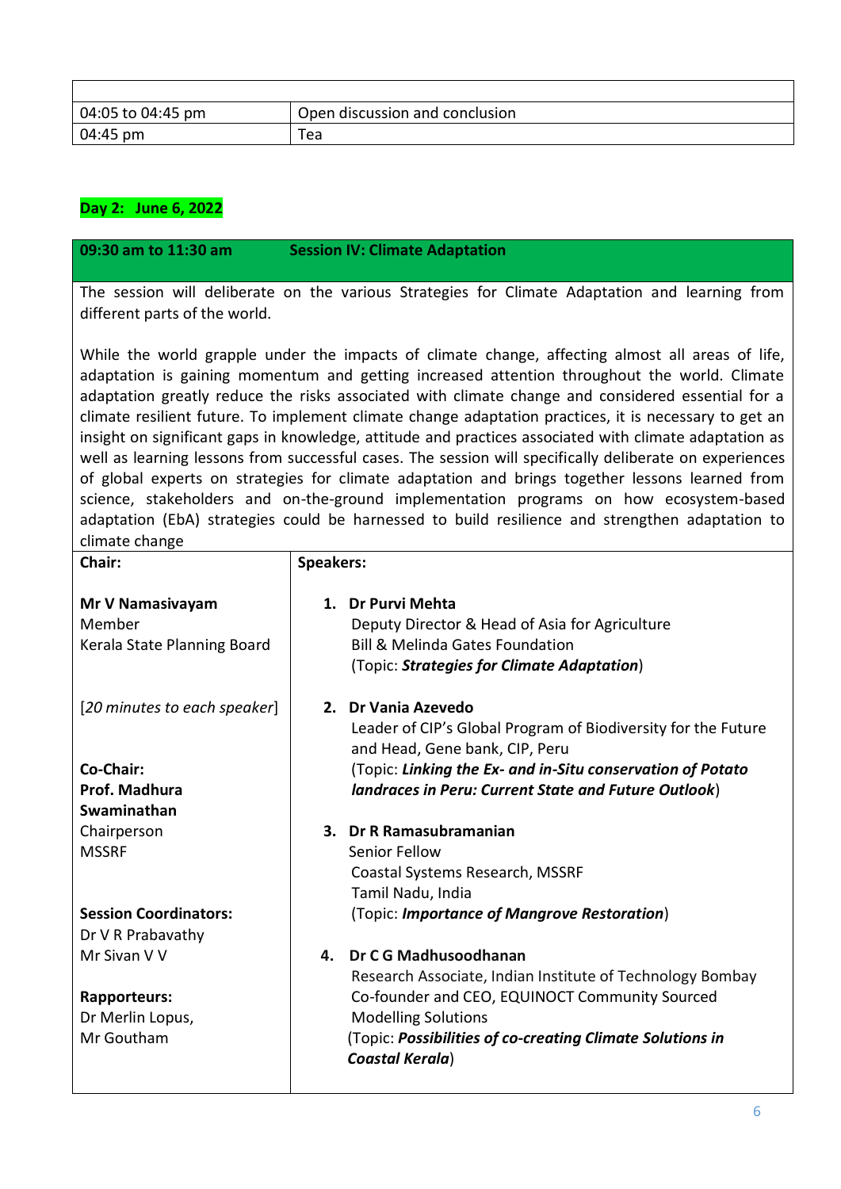| | |
|---|---|
| 04:05 to 04:45 pm | Open discussion and conclusion |
| 04:45 pm | Tea |

**Day 2: June 6, 2022**

| **09:30 am to 11:30 am** | **Session IV: Climate Adaptation** |
|---|---|
| The session will deliberate on the various Strategies for Climate Adaptation and learning from different parts of the world.<br><br>While the world grapple under the impacts of climate change, affecting almost all areas of life, adaptation is gaining momentum and getting increased attention throughout the world. Climate adaptation greatly reduce the risks associated with climate change and considered essential for a climate resilient future. To implement climate change adaptation practices, it is necessary to get an insight on significant gaps in knowledge, attitude and practices associated with climate adaptation as well as learning lessons from successful cases. The session will specifically deliberate on experiences of global experts on strategies for climate adaptation and brings together lessons learned from science, stakeholders and on-the-ground implementation programs on how ecosystem-based adaptation (EbA) strategies could be harnessed to build resilience and strengthen adaptation to climate change | |
| **Chair:**<br><br>**Mr V Namasivayam**<br>Member<br>Kerala State Planning Board<br><br>[*20 minutes to each speaker*]<br><br>**Co-Chair:**<br>**Prof. Madhura Swaminathan**<br>Chairperson<br>MSSRF<br><br>**Session Coordinators:**<br>Dr V R Prabavathy<br>Mr Sivan V V<br><br>**Rapporteurs:**<br>Dr Merlin Lopus,<br>Mr Goutham | **Speakers:**<br><br>1. **Dr Purvi Mehta**<br>Deputy Director & Head of Asia for Agriculture<br>Bill & Melinda Gates Foundation<br>(Topic: ***Strategies for Climate Adaptation***)<br><br>2. **Dr Vania Azevedo**<br>Leader of CIP's Global Program of Biodiversity for the Future and Head, Gene bank, CIP, Peru<br>(Topic: ***Linking the Ex- and in-Situ conservation of Potato landraces in Peru: Current State and Future Outlook***)<br><br>3. **Dr R Ramasubramanian**<br>Senior Fellow<br>Coastal Systems Research, MSSRF<br>Tamil Nadu, India<br>(Topic: ***Importance of Mangrove Restoration***)<br><br>4. **Dr C G Madhusoodhanan**<br>Research Associate, Indian Institute of Technology Bombay<br>Co-founder and CEO, EQUINOCT Community Sourced Modelling Solutions<br>(Topic: ***Possibilities of co-creating Climate Solutions in Coastal Kerala***) |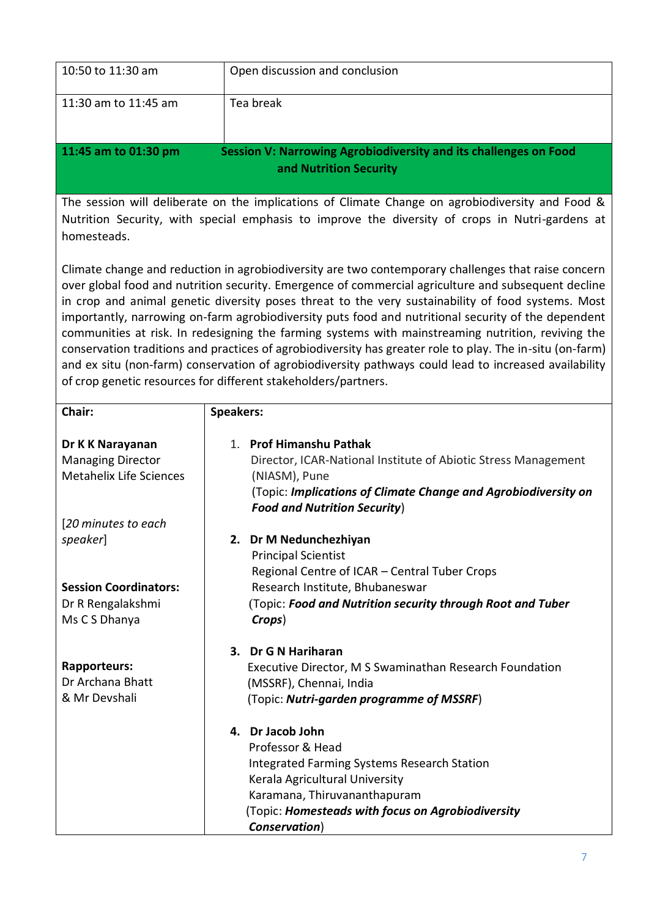| | |
|---|---|
| 10:50 to 11:30 am | Open discussion and conclusion |
| 11:30 am to 11:45 am | Tea break |

| | |
|---|---|
| **11:45 am to 01:30 pm** | **Session V: Narrowing Agrobiodiversity and its challenges on Food and Nutrition Security** |

The session will deliberate on the implications of Climate Change on agrobiodiversity and Food & Nutrition Security, with special emphasis to improve the diversity of crops in Nutri-gardens at homesteads.

Climate change and reduction in agrobiodiversity are two contemporary challenges that raise concern over global food and nutrition security. Emergence of commercial agriculture and subsequent decline in crop and animal genetic diversity poses threat to the very sustainability of food systems. Most importantly, narrowing on-farm agrobiodiversity puts food and nutritional security of the dependent communities at risk. In redesigning the farming systems with mainstreaming nutrition, reviving the conservation traditions and practices of agrobiodiversity has greater role to play. The in-situ (on-farm) and ex situ (non-farm) conservation of agrobiodiversity pathways could lead to increased availability of crop genetic resources for different stakeholders/partners.

| Chair: | Speakers: |
|---|---|
| **Dr K K Narayanan**<br>Managing Director<br>Metahelix Life Sciences<br><br>[*20 minutes to each speaker*]<br><br>**Session Coordinators:**<br>Dr R Rengalakshmi<br>Ms C S Dhanya<br><br>**Rapporteurs:**<br>Dr Archana Bhatt<br>& Mr Devshali | 1. **Prof Himanshu Pathak**<br>Director, ICAR-National Institute of Abiotic Stress Management (NIASM), Pune<br>(Topic: ***Implications of Climate Change and Agrobiodiversity on Food and Nutrition Security***)<br><br>2. **Dr M Nedunchezhiyan**<br>Principal Scientist<br>Regional Centre of ICAR – Central Tuber Crops Research Institute, Bhubaneswar<br>(Topic: ***Food and Nutrition security through Root and Tuber Crops***)<br><br>3. **Dr G N Hariharan**<br>Executive Director, M S Swaminathan Research Foundation (MSSRF), Chennai, India<br>(Topic: ***Nutri-garden programme of MSSRF***)<br><br>4. **Dr Jacob John**<br>Professor & Head<br>Integrated Farming Systems Research Station<br>Kerala Agricultural University<br>Karamana, Thiruvananthapuram<br>(Topic: ***Homesteads with focus on Agrobiodiversity Conservation***) |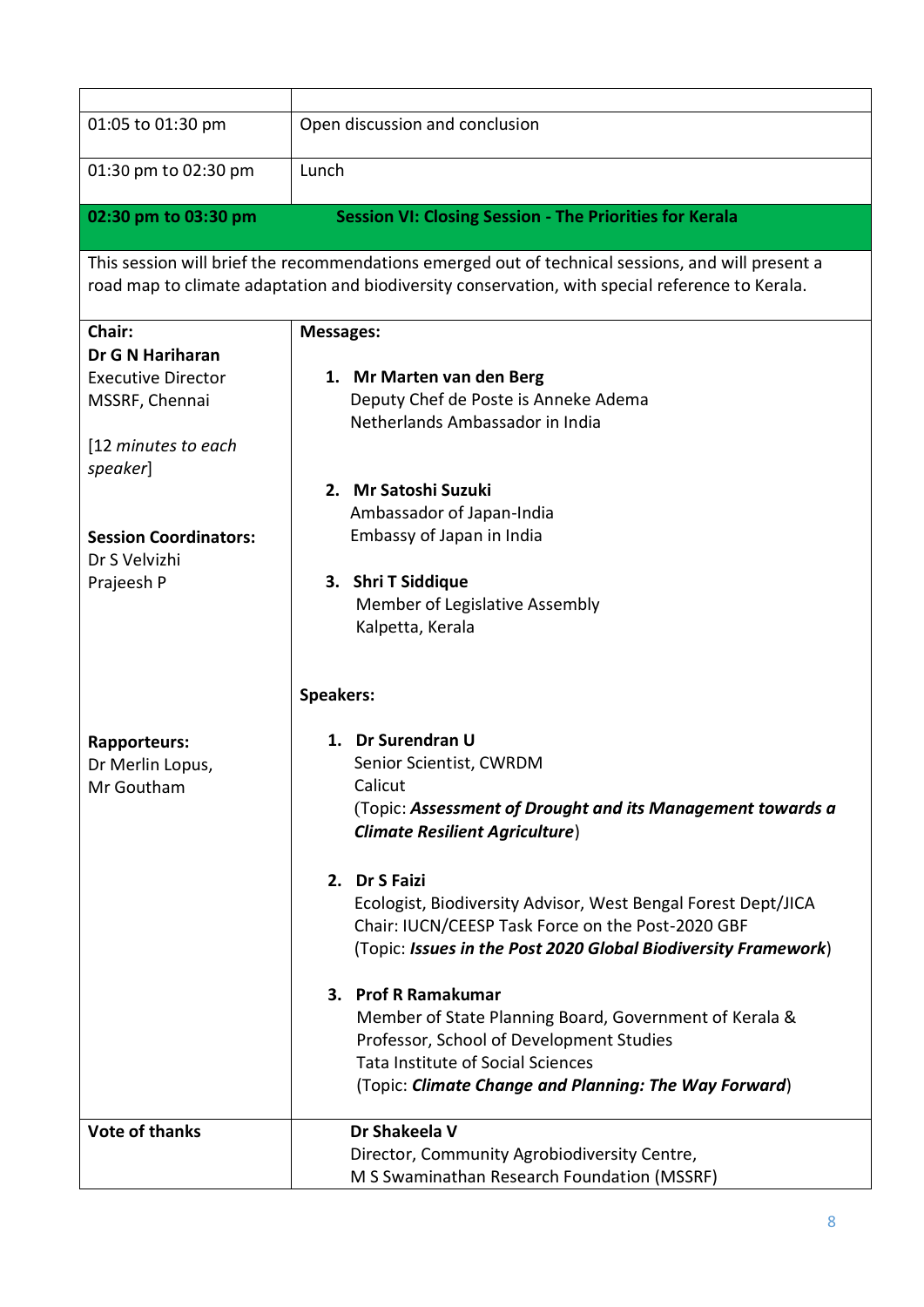| | |
|---|---|
| 01:05 to 01:30 pm | Open discussion and conclusion |
| 01:30 pm to 02:30 pm | Lunch |
| **02:30 pm to 03:30 pm** | **Session VI: Closing Session - The Priorities for Kerala** |

This session will brief the recommendations emerged out of technical sessions, and will present a road map to climate adaptation and biodiversity conservation, with special reference to Kerala.

| | |
|---|---|
| **Chair:**<br>**Dr G N Hariharan**<br>Executive Director<br>MSSRF, Chennai<br><br>[12 *minutes to each speaker*]<br><br>**Session Coordinators:**<br>Dr S Velvizhi<br>Prajeesh P<br><br>**Rapporteurs:**<br>Dr Merlin Lopus,<br>Mr Goutham | **Messages:**<br><br>1. **Mr Marten van den Berg**<br>Deputy Chef de Poste is Anneke Adema<br>Netherlands Ambassador in India<br><br>2. **Mr Satoshi Suzuki**<br>Ambassador of Japan-India<br>Embassy of Japan in India<br><br>3. **Shri T Siddique**<br>Member of Legislative Assembly<br>Kalpetta, Kerala<br><br>**Speakers:**<br><br>1. **Dr Surendran U**<br>Senior Scientist, CWRDM<br>Calicut<br>(Topic: ***Assessment of Drought and its Management towards a Climate Resilient Agriculture***)<br><br>2. **Dr S Faizi**<br>Ecologist, Biodiversity Advisor, West Bengal Forest Dept/JICA<br>Chair: IUCN/CEESP Task Force on the Post-2020 GBF<br>(Topic: ***Issues in the Post 2020 Global Biodiversity Framework***)<br><br>3. **Prof R Ramakumar**<br>Member of State Planning Board, Government of Kerala &<br>Professor, School of Development Studies<br>Tata Institute of Social Sciences<br>(Topic: ***Climate Change and Planning: The Way Forward***) |
| **Vote of thanks** | **Dr Shakeela V**<br>Director, Community Agrobiodiversity Centre,<br>M S Swaminathan Research Foundation (MSSRF) |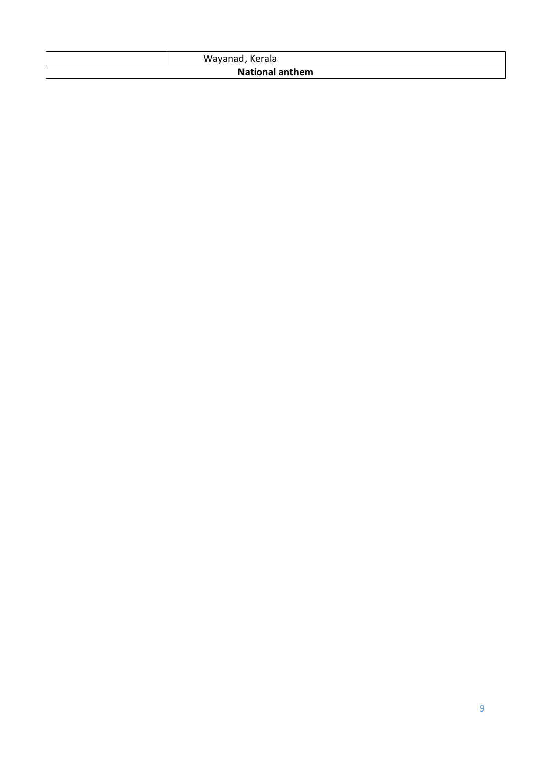| | |
|---|---|
| | Wayanad, Kerala |
| **National anthem** | |